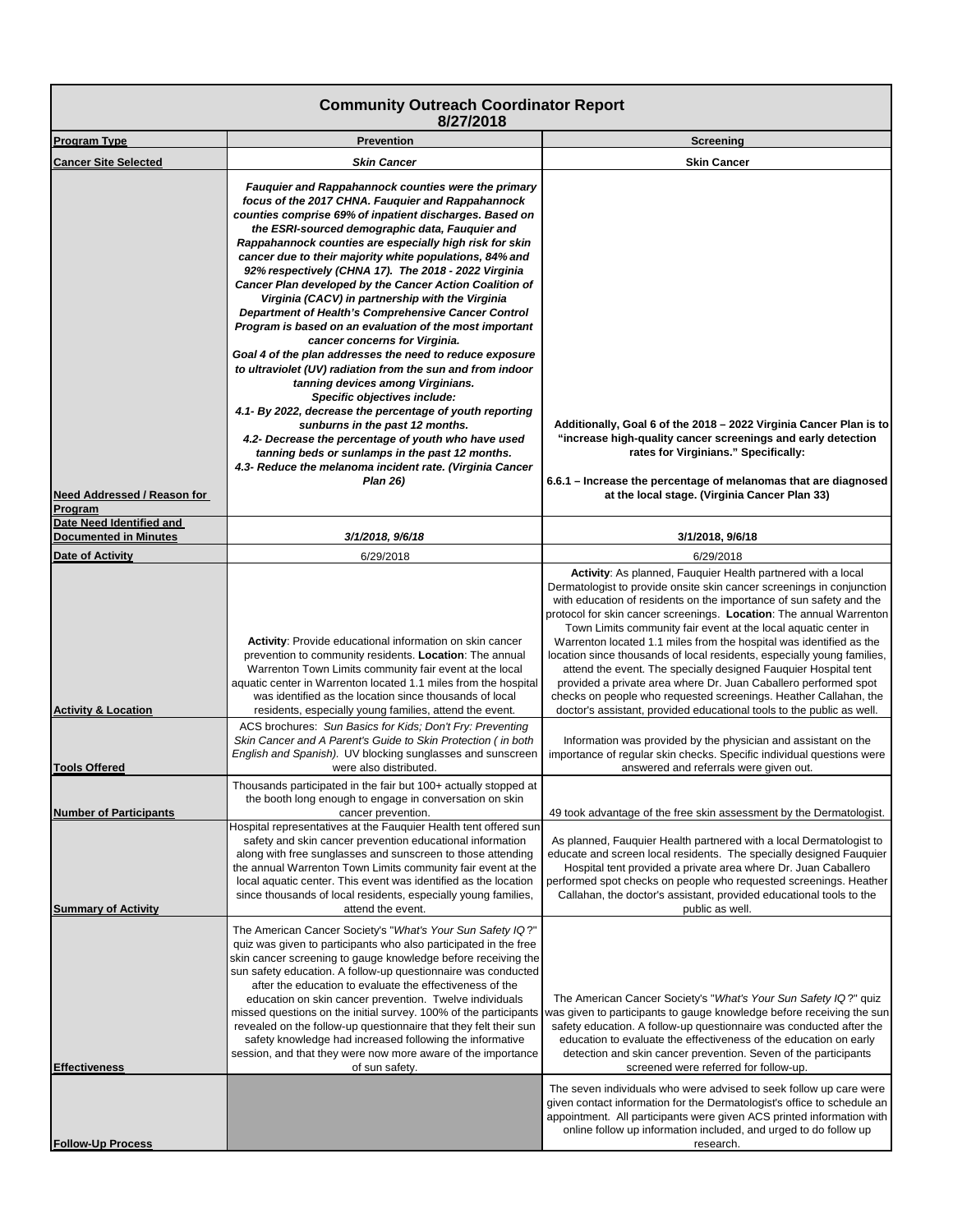# Community Outreach Coordinator Report

**8/27/2018**

| Program Type | Prevention | Screening |
|---|---|---|
| **Cancer Site Selected** | ***Skin Cancer*** | **Skin Cancer** |
| **Need Addressed / Reason for Program** | ***Fauquier and Rappahannock counties were the primary focus of the 2017 CHNA. Fauquier and Rappahannock counties comprise 69% of inpatient discharges. Based on the ESRI-sourced demographic data, Fauquier and Rappahannock counties are especially high risk for skin cancer due to their majority white populations, 84% and 92% respectively (CHNA 17). The 2018 - 2022 Virginia Cancer Plan developed by the Cancer Action Coalition of Virginia (CACV) in partnership with the Virginia Department of Health's Comprehensive Cancer Control Program is based on an evaluation of the most important cancer concerns for Virginia. Goal 4 of the plan addresses the need to reduce exposure to ultraviolet (UV) radiation from the sun and from indoor tanning devices among Virginians. Specific objectives include: 4.1- By 2022, decrease the percentage of youth reporting sunburns in the past 12 months. 4.2- Decrease the percentage of youth who have used tanning beds or sunlamps in the past 12 months. 4.3- Reduce the melanoma incident rate. (Virginia Cancer Plan 26)*** | **Additionally, Goal 6 of the 2018 – 2022 Virginia Cancer Plan is to "increase high-quality cancer screenings and early detection rates for Virginians." Specifically:**<br><br>**6.6.1 – Increase the percentage of melanomas that are diagnosed at the local stage. (Virginia Cancer Plan 33)** |
| **Date Need Identified and Documented in Minutes** | ***3/1/2018, 9/6/18*** | **3/1/2018, 9/6/18** |
| **Date of Activity** | 6/29/2018 | 6/29/2018 |
| **Activity & Location** | **Activity**: Provide educational information on skin cancer prevention to community residents. **Location**: The annual Warrenton Town Limits community fair event at the local aquatic center in Warrenton located 1.1 miles from the hospital was identified as the location since thousands of local residents, especially young families, attend the event. | **Activity**: As planned, Fauquier Health partnered with a local Dermatologist to provide onsite skin cancer screenings in conjunction with education of residents on the importance of sun safety and the protocol for skin cancer screenings. **Location**: The annual Warrenton Town Limits community fair event at the local aquatic center in Warrenton located 1.1 miles from the hospital was identified as the location since thousands of local residents, especially young families, attend the event. The specially designed Fauquier Hospital tent provided a private area where Dr. Juan Caballero performed spot checks on people who requested screenings. Heather Callahan, the doctor's assistant, provided educational tools to the public as well. |
| **Tools Offered** | ACS brochures: *Sun Basics for Kids; Don't Fry: Preventing Skin Cancer and A Parent's Guide to Skin Protection ( in both English and Spanish).* UV blocking sunglasses and sunscreen were also distributed. | Information was provided by the physician and assistant on the importance of regular skin checks. Specific individual questions were answered and referrals were given out. |
| **Number of Participants** | Thousands participated in the fair but 100+ actually stopped at the booth long enough to engage in conversation on skin cancer prevention. | 49 took advantage of the free skin assessment by the Dermatologist. |
| **Summary of Activity** | Hospital representatives at the Fauquier Health tent offered sun safety and skin cancer prevention educational information along with free sunglasses and sunscreen to those attending the annual Warrenton Town Limits community fair event at the local aquatic center. This event was identified as the location since thousands of local residents, especially young families, attend the event. | As planned, Fauquier Health partnered with a local Dermatologist to educate and screen local residents. The specially designed Fauquier Hospital tent provided a private area where Dr. Juan Caballero performed spot checks on people who requested screenings. Heather Callahan, the doctor's assistant, provided educational tools to the public as well. |
| **Effectiveness** | The American Cancer Society's "*What's Your Sun Safety IQ?*" quiz was given to participants who also participated in the free skin cancer screening to gauge knowledge before receiving the sun safety education. A follow-up questionnaire was conducted after the education to evaluate the effectiveness of the education on skin cancer prevention. Twelve individuals missed questions on the initial survey. 100% of the participants revealed on the follow-up questionnaire that they felt their sun safety knowledge had increased following the informative session, and that they were now more aware of the importance of sun safety. | The American Cancer Society's "*What's Your Sun Safety IQ?*" quiz was given to participants to gauge knowledge before receiving the sun safety education. A follow-up questionnaire was conducted after the education to evaluate the effectiveness of the education on early detection and skin cancer prevention. Seven of the participants screened were referred for follow-up. |
| **Follow-Up Process** | | The seven individuals who were advised to seek follow up care were given contact information for the Dermatologist's office to schedule an appointment. All participants were given ACS printed information with online follow up information included, and urged to do follow up research. |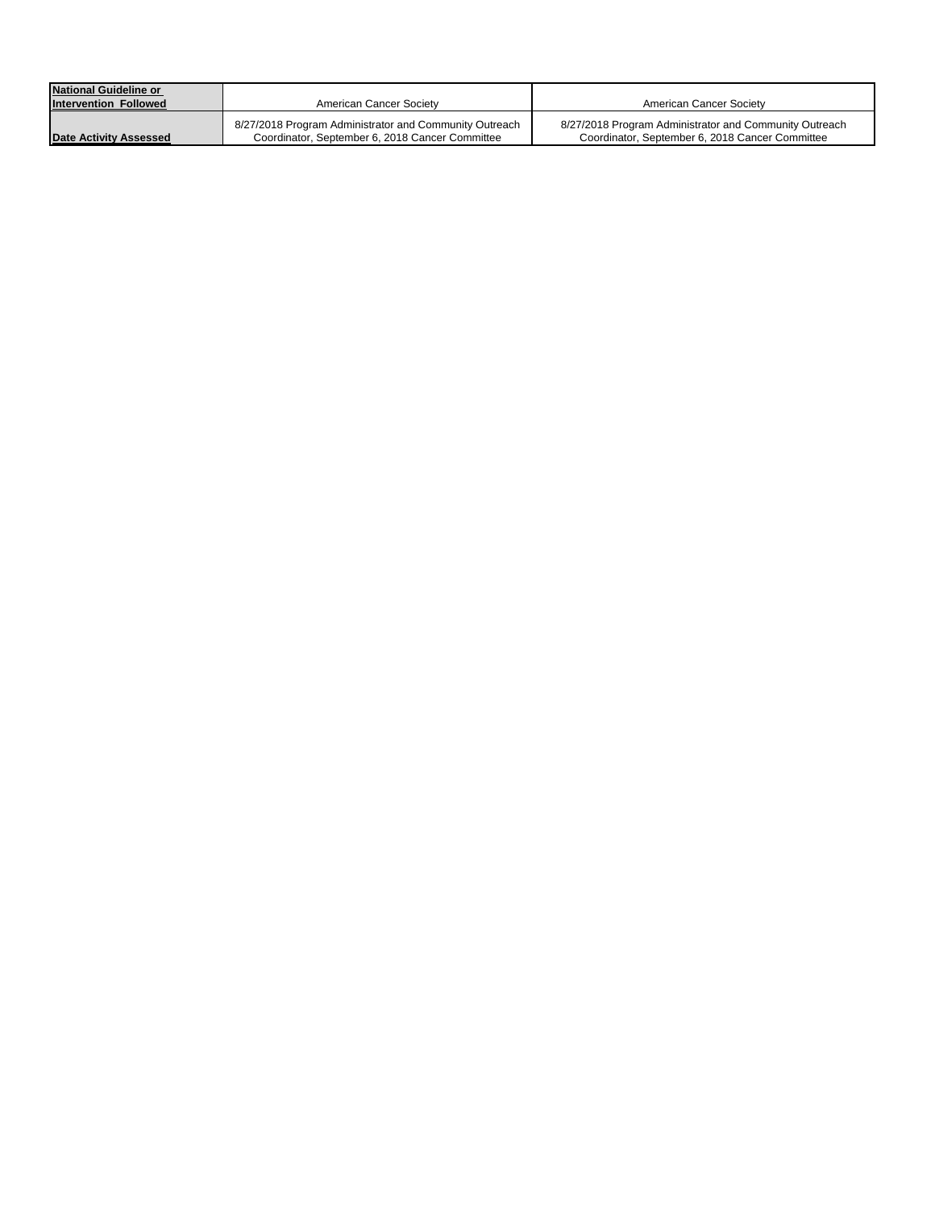| | | |
|---|---|---|
| **National Guideline or Intervention Followed** | American Cancer Society | American Cancer Society |
| **Date Activity Assessed** | 8/27/2018 Program Administrator and Community Outreach Coordinator, September 6, 2018 Cancer Committee | 8/27/2018 Program Administrator and Community Outreach Coordinator, September 6, 2018 Cancer Committee |